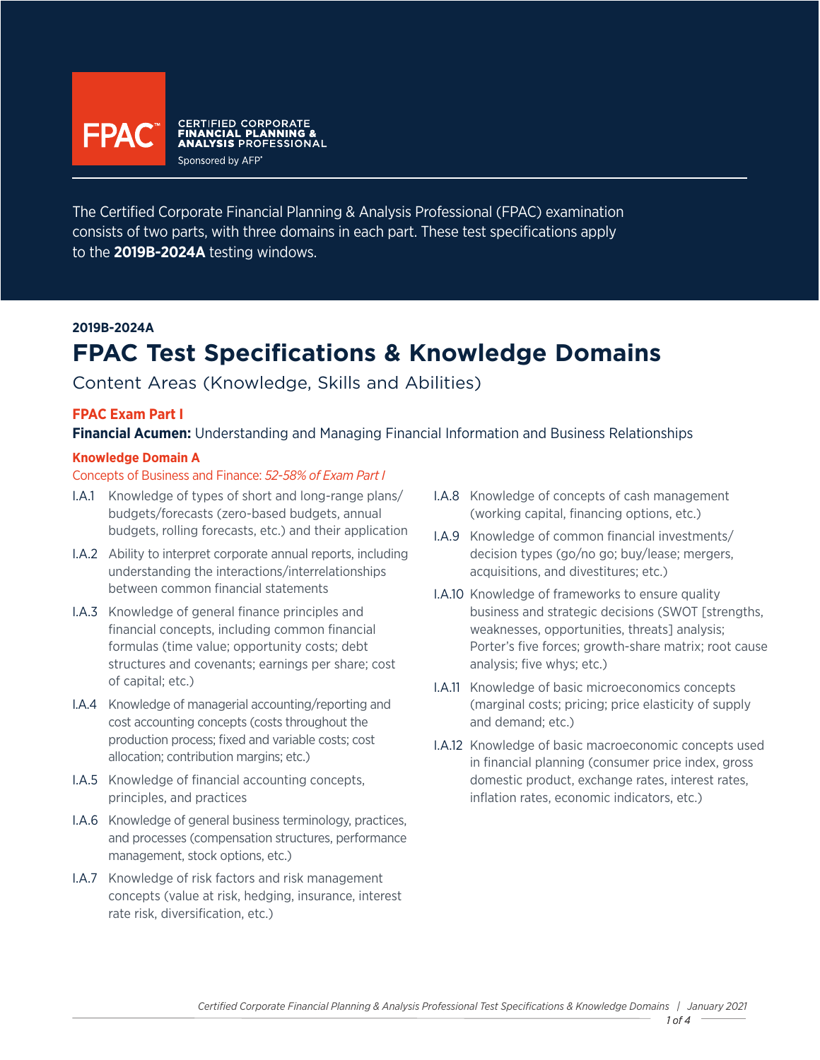FPAC™ CERTIFIED CORPORATE FINANCIAL PLANNING & ANALYSIS PROFESSIONAL

Sponsored by AFP®

The Certified Corporate Financial Planning & Analysis Professional (FPAC) examination consists of two parts, with three domains in each part. These test specifications apply to the **2019B-2024A** testing windows.

**2019B-2024A**

# FPAC Test Specifications & Knowledge Domains

Content Areas (Knowledge, Skills and Abilities)

## FPAC Exam Part I

**Financial Acumen:** Understanding and Managing Financial Information and Business Relationships

### Knowledge Domain A

Concepts of Business and Finance: *52-58% of Exam Part I*

- I.A.1 Knowledge of types of short and long-range plans/budgets/forecasts (zero-based budgets, annual budgets, rolling forecasts, etc.) and their application
- I.A.2 Ability to interpret corporate annual reports, including understanding the interactions/interrelationships between common financial statements
- I.A.3 Knowledge of general finance principles and financial concepts, including common financial formulas (time value; opportunity costs; debt structures and covenants; earnings per share; cost of capital; etc.)
- I.A.4 Knowledge of managerial accounting/reporting and cost accounting concepts (costs throughout the production process; fixed and variable costs; cost allocation; contribution margins; etc.)
- I.A.5 Knowledge of financial accounting concepts, principles, and practices
- I.A.6 Knowledge of general business terminology, practices, and processes (compensation structures, performance management, stock options, etc.)
- I.A.7 Knowledge of risk factors and risk management concepts (value at risk, hedging, insurance, interest rate risk, diversification, etc.)
- I.A.8 Knowledge of concepts of cash management (working capital, financing options, etc.)
- I.A.9 Knowledge of common financial investments/decision types (go/no go; buy/lease; mergers, acquisitions, and divestitures; etc.)
- I.A.10 Knowledge of frameworks to ensure quality business and strategic decisions (SWOT [strengths, weaknesses, opportunities, threats] analysis; Porter's five forces; growth-share matrix; root cause analysis; five whys; etc.)
- I.A.11 Knowledge of basic microeconomics concepts (marginal costs; pricing; price elasticity of supply and demand; etc.)
- I.A.12 Knowledge of basic macroeconomic concepts used in financial planning (consumer price index, gross domestic product, exchange rates, interest rates, inflation rates, economic indicators, etc.)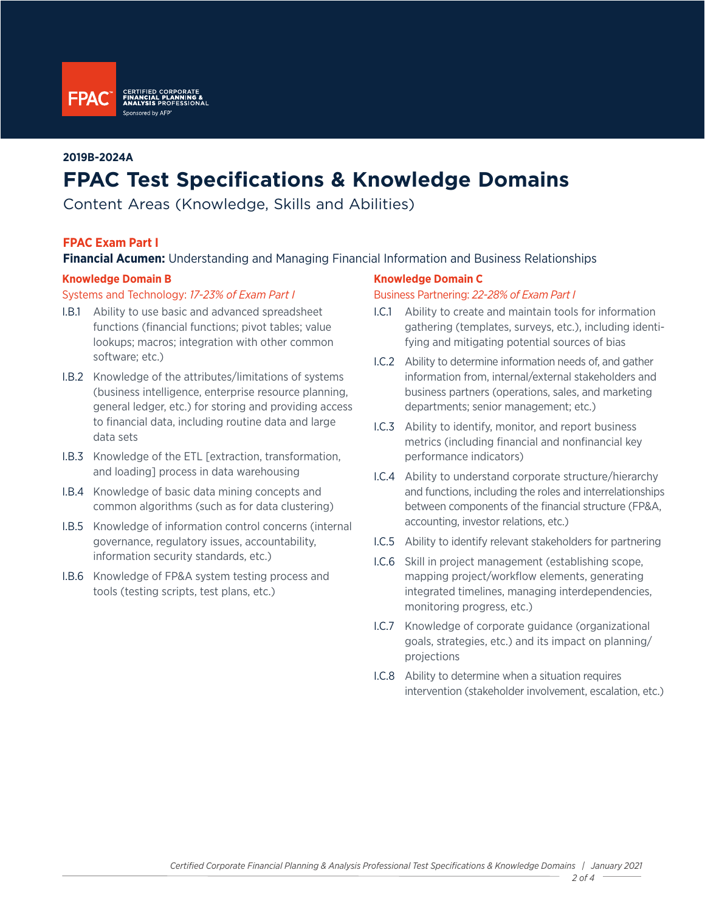**2019B-2024A**

# FPAC Test Specifications & Knowledge Domains

Content Areas (Knowledge, Skills and Abilities)

## FPAC Exam Part I

**Financial Acumen:** Understanding and Managing Financial Information and Business Relationships

### Knowledge Domain B

Systems and Technology: *17-23% of Exam Part I*

- I.B.1 Ability to use basic and advanced spreadsheet functions (financial functions; pivot tables; value lookups; macros; integration with other common software; etc.)
- I.B.2 Knowledge of the attributes/limitations of systems (business intelligence, enterprise resource planning, general ledger, etc.) for storing and providing access to financial data, including routine data and large data sets
- I.B.3 Knowledge of the ETL [extraction, transformation, and loading] process in data warehousing
- I.B.4 Knowledge of basic data mining concepts and common algorithms (such as for data clustering)
- I.B.5 Knowledge of information control concerns (internal governance, regulatory issues, accountability, information security standards, etc.)
- I.B.6 Knowledge of FP&A system testing process and tools (testing scripts, test plans, etc.)

### Knowledge Domain C

Business Partnering: *22-28% of Exam Part I*

- I.C.1 Ability to create and maintain tools for information gathering (templates, surveys, etc.), including identifying and mitigating potential sources of bias
- I.C.2 Ability to determine information needs of, and gather information from, internal/external stakeholders and business partners (operations, sales, and marketing departments; senior management; etc.)
- I.C.3 Ability to identify, monitor, and report business metrics (including financial and nonfinancial key performance indicators)
- I.C.4 Ability to understand corporate structure/hierarchy and functions, including the roles and interrelationships between components of the financial structure (FP&A, accounting, investor relations, etc.)
- I.C.5 Ability to identify relevant stakeholders for partnering
- I.C.6 Skill in project management (establishing scope, mapping project/workflow elements, generating integrated timelines, managing interdependencies, monitoring progress, etc.)
- I.C.7 Knowledge of corporate guidance (organizational goals, strategies, etc.) and its impact on planning/projections
- I.C.8 Ability to determine when a situation requires intervention (stakeholder involvement, escalation, etc.)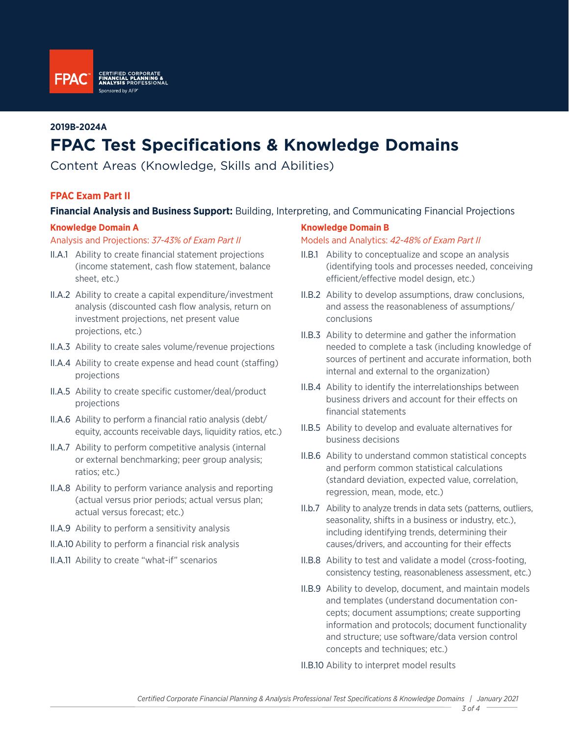**FPAC** CERTIFIED CORPORATE FINANCIAL PLANNING & ANALYSIS PROFESSIONAL Sponsored by AFP

**2019B-2024A**

# FPAC Test Specifications & Knowledge Domains

Content Areas (Knowledge, Skills and Abilities)

## FPAC Exam Part II

**Financial Analysis and Business Support:** Building, Interpreting, and Communicating Financial Projections

### Knowledge Domain A

Analysis and Projections: *37-43% of Exam Part II*

- II.A.1 Ability to create financial statement projections (income statement, cash flow statement, balance sheet, etc.)
- II.A.2 Ability to create a capital expenditure/investment analysis (discounted cash flow analysis, return on investment projections, net present value projections, etc.)
- II.A.3 Ability to create sales volume/revenue projections
- II.A.4 Ability to create expense and head count (staffing) projections
- II.A.5 Ability to create specific customer/deal/product projections
- II.A.6 Ability to perform a financial ratio analysis (debt/equity, accounts receivable days, liquidity ratios, etc.)
- II.A.7 Ability to perform competitive analysis (internal or external benchmarking; peer group analysis; ratios; etc.)
- II.A.8 Ability to perform variance analysis and reporting (actual versus prior periods; actual versus plan; actual versus forecast; etc.)
- II.A.9 Ability to perform a sensitivity analysis
- II.A.10 Ability to perform a financial risk analysis
- II.A.11 Ability to create "what-if" scenarios

### Knowledge Domain B

Models and Analytics: *42-48% of Exam Part II*

- II.B.1 Ability to conceptualize and scope an analysis (identifying tools and processes needed, conceiving efficient/effective model design, etc.)
- II.B.2 Ability to develop assumptions, draw conclusions, and assess the reasonableness of assumptions/conclusions
- II.B.3 Ability to determine and gather the information needed to complete a task (including knowledge of sources of pertinent and accurate information, both internal and external to the organization)
- II.B.4 Ability to identify the interrelationships between business drivers and account for their effects on financial statements
- II.B.5 Ability to develop and evaluate alternatives for business decisions
- II.B.6 Ability to understand common statistical concepts and perform common statistical calculations (standard deviation, expected value, correlation, regression, mean, mode, etc.)
- II.b.7 Ability to analyze trends in data sets (patterns, outliers, seasonality, shifts in a business or industry, etc.), including identifying trends, determining their causes/drivers, and accounting for their effects
- II.B.8 Ability to test and validate a model (cross-footing, consistency testing, reasonableness assessment, etc.)
- II.B.9 Ability to develop, document, and maintain models and templates (understand documentation concepts; document assumptions; create supporting information and protocols; document functionality and structure; use software/data version control concepts and techniques; etc.)
- II.B.10 Ability to interpret model results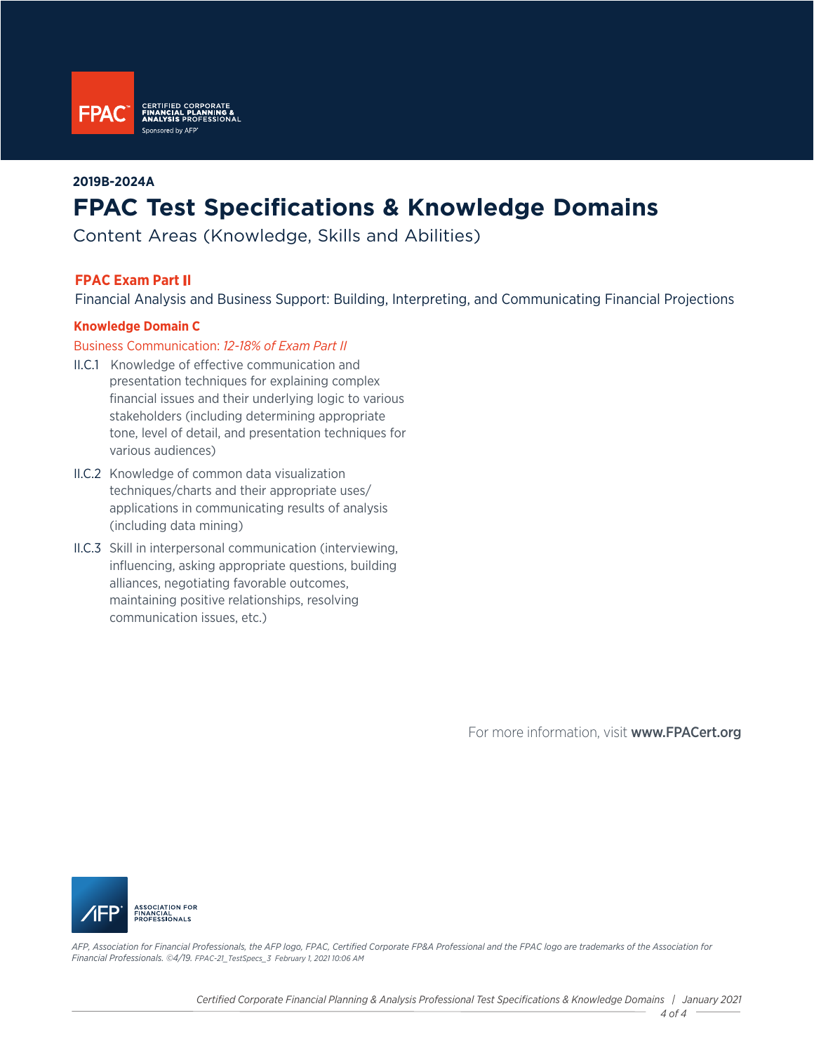**2019B-2024A**

# FPAC Test Specifications & Knowledge Domains

Content Areas (Knowledge, Skills and Abilities)

## FPAC Exam Part II

Financial Analysis and Business Support: Building, Interpreting, and Communicating Financial Projections

### Knowledge Domain C

Business Communication: *12-18% of Exam Part II*

- II.C.1 Knowledge of effective communication and presentation techniques for explaining complex financial issues and their underlying logic to various stakeholders (including determining appropriate tone, level of detail, and presentation techniques for various audiences)
- II.C.2 Knowledge of common data visualization techniques/charts and their appropriate uses/applications in communicating results of analysis (including data mining)
- II.C.3 Skill in interpersonal communication (interviewing, influencing, asking appropriate questions, building alliances, negotiating favorable outcomes, maintaining positive relationships, resolving communication issues, etc.)

For more information, visit **www.FPACert.org**

*AFP, Association for Financial Professionals, the AFP logo, FPAC, Certified Corporate FP&A Professional and the FPAC logo are trademarks of the Association for Financial Professionals. ©4/19. FPAC-21_TestSpecs_3 February 1, 2021 10:06 AM*